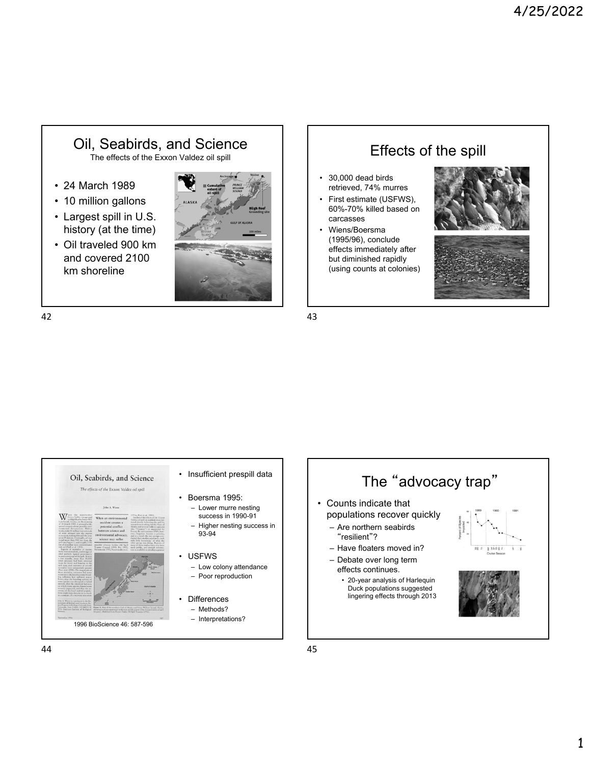# Oil, Seabirds, and Science

The effects of the Exxon Valdez oil spill

- 24 March 1989
- 10 million gallons
- Largest spill in U.S. history (at the time)
- Oil traveled 900 km and covered 2100 km shoreline

# Effects of the spill

- 30,000 dead birds retrieved, 74% murres
- First estimate (USFWS), 60%-70% killed based on carcasses
- Wiens/Boersma (1995/96), conclude effects immediately after but diminished rapidly (using counts at colonies)

1996 BioScience 46: 587-596

- Insufficient prespill data
- Boersma 1995:
  - Lower murre nesting success in 1990-91
  - Higher nesting success in 93-94
- USFWS
  - Low colony attendance
  - Poor reproduction
- Differences
  - Methods?
  - Interpretations?

# The "advocacy trap"

- Counts indicate that populations recover quickly
  - Are northern seabirds "resilient"?
  - Have floaters moved in?
  - Debate over long term effects continues.
    - 20-year analysis of Harlequin Duck populations suggested lingering effects through 2013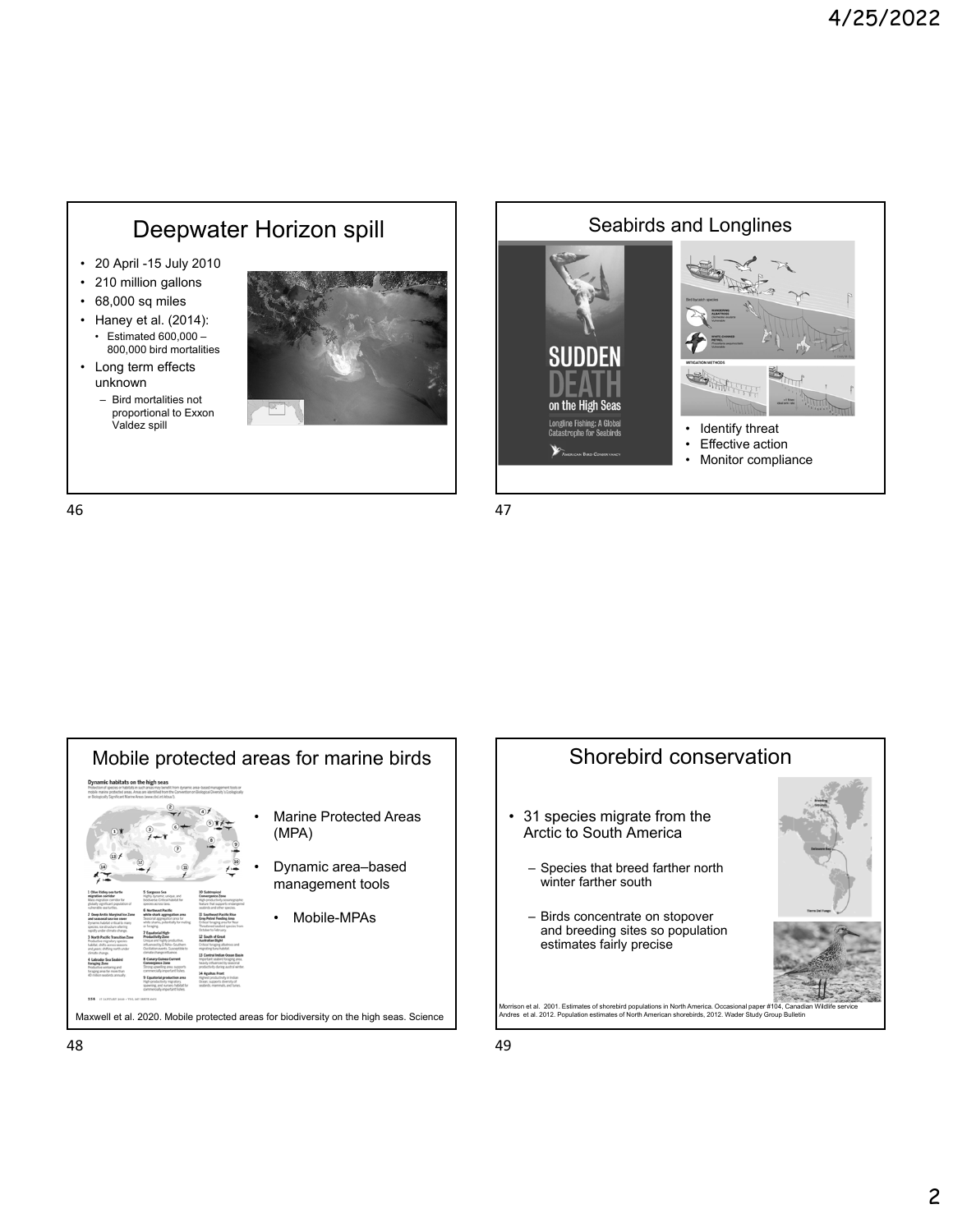## Deepwater Horizon spill

- 20 April -15 July 2010
- 210 million gallons
- 68,000 sq miles
- Haney et al. (2014):
  - Estimated 600,000 – 800,000 bird mortalities
- Long term effects unknown
  - Bird mortalities not proportional to Exxon Valdez spill

## Seabirds and Longlines

- Identify threat
- Effective action
- Monitor compliance

## Mobile protected areas for marine birds

- Marine Protected Areas (MPA)
- Dynamic area–based management tools
  - Mobile-MPAs

Maxwell et al. 2020. Mobile protected areas for biodiversity on the high seas. Science

## Shorebird conservation

- 31 species migrate from the Arctic to South America
  - Species that breed farther north winter farther south
  - Birds concentrate on stopover and breeding sites so population estimates fairly precise

Morrison et al. 2001. Estimates of shorebird populations in North America. Occasional paper #104, Canadian Wildlife service
Andres et al. 2012. Population estimates of North American shorebirds, 2012. Wader Study Group Bulletin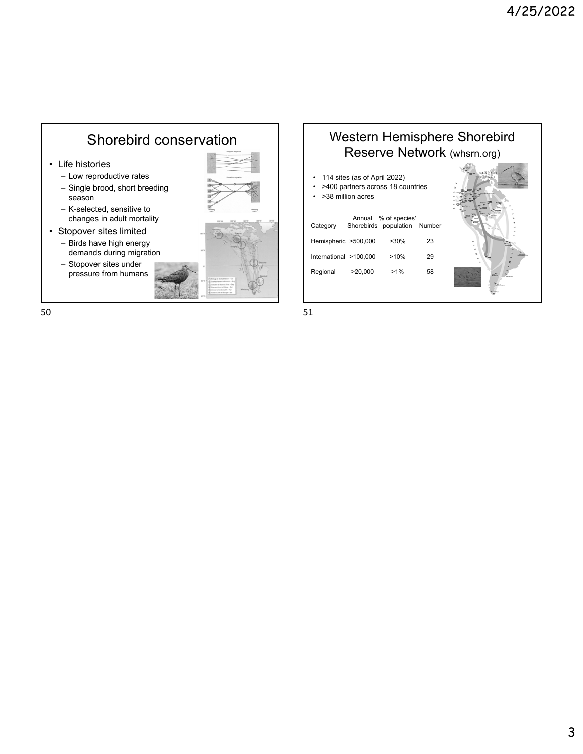## Shorebird conservation

- Life histories
  - Low reproductive rates
  - Single brood, short breeding season
  - K-selected, sensitive to changes in adult mortality
- Stopover sites limited
  - Birds have high energy demands during migration
  - Stopover sites under pressure from humans

## Western Hemisphere Shorebird Reserve Network (whsrn.org)

- 114 sites (as of April 2022)
- >400 partners across 18 countries
- >38 million acres

| Category | Annual Shorebirds | % of species' population | Number |
|---|---|---|---|
| Hemispheric | >500,000 | >30% | 23 |
| International | >100,000 | >10% | 29 |
| Regional | >20,000 | >1% | 58 |